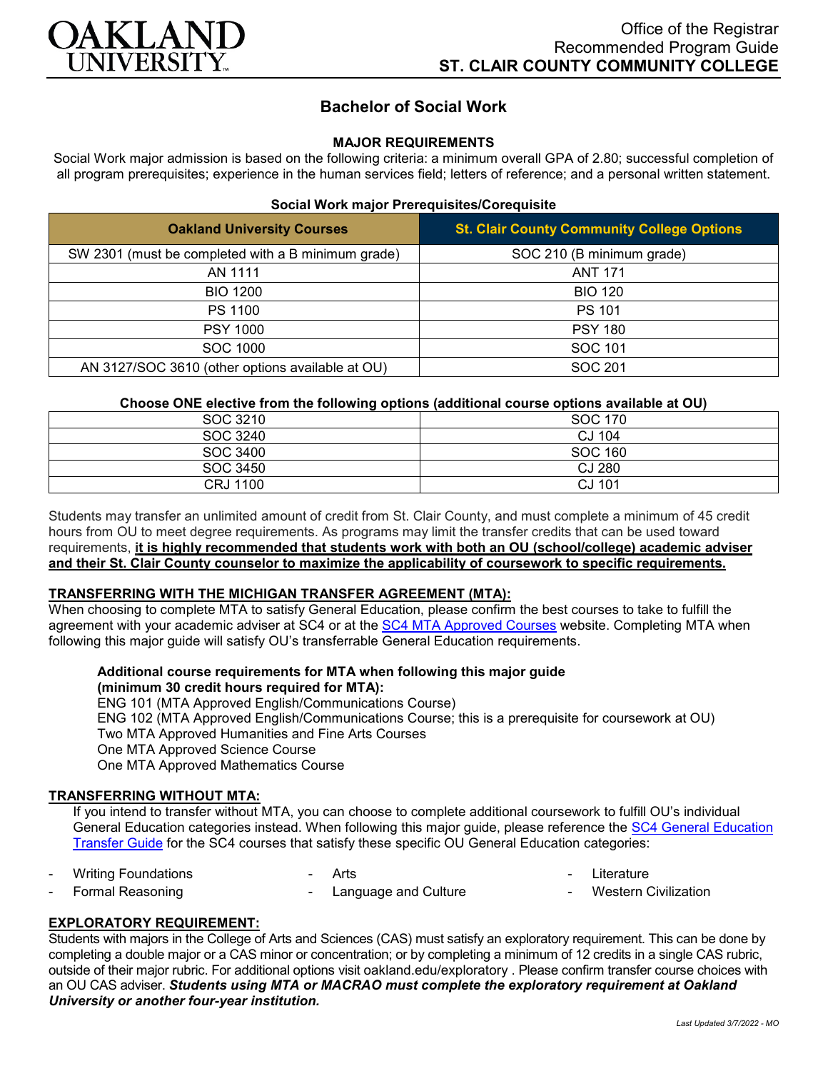**OAKLAND UNIVERSITY**

Office of the Registrar
Recommended Program Guide
**ST. CLAIR COUNTY COMMUNITY COLLEGE**

# Bachelor of Social Work

## MAJOR REQUIREMENTS

Social Work major admission is based on the following criteria: a minimum overall GPA of 2.80; successful completion of all program prerequisites; experience in the human services field; letters of reference; and a personal written statement.

### Social Work major Prerequisites/Corequisite

| Oakland University Courses | St. Clair County Community College Options |
|---|---|
| SW 2301 (must be completed with a B minimum grade) | SOC 210 (B minimum grade) |
| AN 1111 | ANT 171 |
| BIO 1200 | BIO 120 |
| PS 1100 | PS 101 |
| PSY 1000 | PSY 180 |
| SOC 1000 | SOC 101 |
| AN 3127/SOC 3610 (other options available at OU) | SOC 201 |

### Choose ONE elective from the following options (additional course options available at OU)

| | |
|---|---|
| SOC 3210 | SOC 170 |
| SOC 3240 | CJ 104 |
| SOC 3400 | SOC 160 |
| SOC 3450 | CJ 280 |
| CRJ 1100 | CJ 101 |

Students may transfer an unlimited amount of credit from St. Clair County, and must complete a minimum of 45 credit hours from OU to meet degree requirements. As programs may limit the transfer credits that can be used toward requirements, **it is highly recommended that students work with both an OU (school/college) academic adviser and their St. Clair County counselor to maximize the applicability of coursework to specific requirements.**

## TRANSFERRING WITH THE MICHIGAN TRANSFER AGREEMENT (MTA):

When choosing to complete MTA to satisfy General Education, please confirm the best courses to take to fulfill the agreement with your academic adviser at SC4 or at the SC4 MTA Approved Courses website. Completing MTA when following this major guide will satisfy OU's transferrable General Education requirements.

**Additional course requirements for MTA when following this major guide (minimum 30 credit hours required for MTA):**
ENG 101 (MTA Approved English/Communications Course)
ENG 102 (MTA Approved English/Communications Course; this is a prerequisite for coursework at OU)
Two MTA Approved Humanities and Fine Arts Courses
One MTA Approved Science Course
One MTA Approved Mathematics Course

## TRANSFERRING WITHOUT MTA:

If you intend to transfer without MTA, you can choose to complete additional coursework to fulfill OU's individual General Education categories instead. When following this major guide, please reference the SC4 General Education Transfer Guide for the SC4 courses that satisfy these specific OU General Education categories:

- Writing Foundations
- Formal Reasoning
- Arts
- Language and Culture
- Literature
- Western Civilization

## EXPLORATORY REQUIREMENT:

Students with majors in the College of Arts and Sciences (CAS) must satisfy an exploratory requirement. This can be done by completing a double major or a CAS minor or concentration; or by completing a minimum of 12 credits in a single CAS rubric, outside of their major rubric. For additional options visit oakland.edu/exploratory . Please confirm transfer course choices with an OU CAS adviser. ***Students using MTA or MACRAO must complete the exploratory requirement at Oakland University or another four-year institution.***

*Last Updated 3/7/2022 - MO*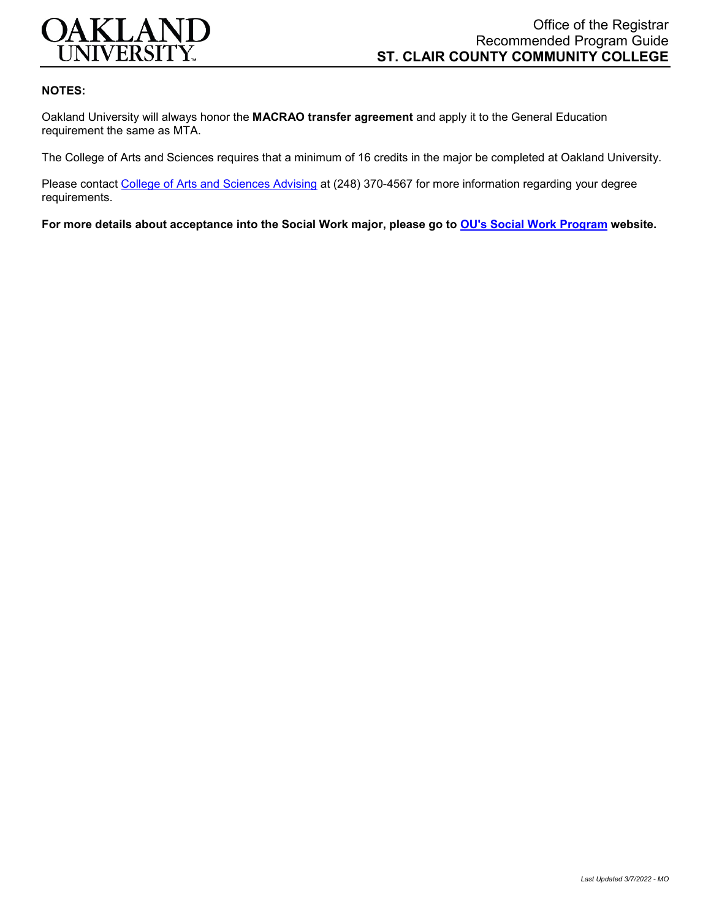**NOTES:**

Oakland University will always honor the **MACRAO transfer agreement** and apply it to the General Education requirement the same as MTA.

The College of Arts and Sciences requires that a minimum of 16 credits in the major be completed at Oakland University.

Please contact College of Arts and Sciences Advising at (248) 370-4567 for more information regarding your degree requirements.

**For more details about acceptance into the Social Work major, please go to OU's Social Work Program website.**

*Last Updated 3/7/2022 - MO*